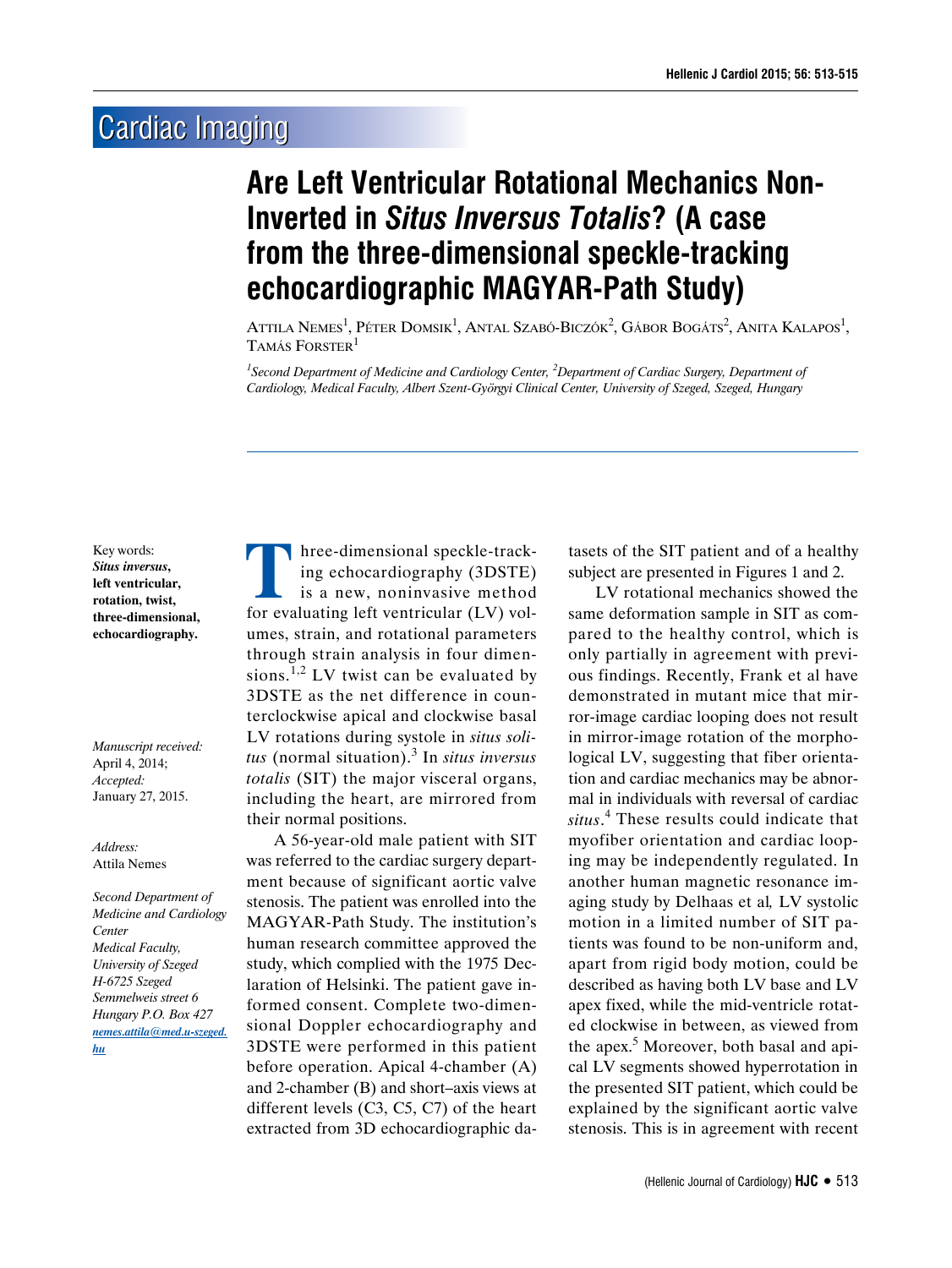Cardiac Imaging

# Are Left Ventricular Rotational Mechanics Non-Inverted in *Situs Inversus Totalis*? (A case from the three-dimensional speckle-tracking echocardiographic MAGYAR-Path Study)

Attila Nemes[1], Péter Domsik[1], Antal Szabó-Biczók[2], Gábor Bogáts[2], Anita Kalapos[1], Tamás Forster[1]

*[1]Second Department of Medicine and Cardiology Center, [2]Department of Cardiac Surgery, Department of Cardiology, Medical Faculty, Albert Szent-Györgyi Clinical Center, University of Szeged, Szeged, Hungary*

Key words: ***Situs inversus*, left ventricular, rotation, twist, three-dimensional, echocardiography.**

*Manuscript received:* April 4, 2014; *Accepted:* January 27, 2015.

*Address:* Attila Nemes

*Second Department of Medicine and Cardiology Center Medical Faculty, University of Szeged H-6725 Szeged Semmelweis street 6 Hungary P.O. Box 427 nemes.attila@med.u-szeged.hu*

Three-dimensional speckle-tracking echocardiography (3DSTE) is a new, noninvasive method for evaluating left ventricular (LV) volumes, strain, and rotational parameters through strain analysis in four dimensions.[1,2] LV twist can be evaluated by 3DSTE as the net difference in counterclockwise apical and clockwise basal LV rotations during systole in *situs solitus* (normal situation).[3] In *situs inversus totalis* (SIT) the major visceral organs, including the heart, are mirrored from their normal positions.

A 56-year-old male patient with SIT was referred to the cardiac surgery department because of significant aortic valve stenosis. The patient was enrolled into the MAGYAR-Path Study. The institution's human research committee approved the study, which complied with the 1975 Declaration of Helsinki. The patient gave informed consent. Complete two-dimensional Doppler echocardiography and 3DSTE were performed in this patient before operation. Apical 4-chamber (A) and 2-chamber (B) and short–axis views at different levels (C3, C5, C7) of the heart extracted from 3D echocardiographic datasets of the SIT patient and of a healthy subject are presented in Figures 1 and 2.

LV rotational mechanics showed the same deformation sample in SIT as compared to the healthy control, which is only partially in agreement with previous findings. Recently, Frank et al have demonstrated in mutant mice that mirror-image cardiac looping does not result in mirror-image rotation of the morphological LV, suggesting that fiber orientation and cardiac mechanics may be abnormal in individuals with reversal of cardiac *situs*.[4] These results could indicate that myofiber orientation and cardiac looping may be independently regulated. In another human magnetic resonance imaging study by Delhaas et al, LV systolic motion in a limited number of SIT patients was found to be non-uniform and, apart from rigid body motion, could be described as having both LV base and LV apex fixed, while the mid-ventricle rotated clockwise in between, as viewed from the apex.[5] Moreover, both basal and apical LV segments showed hyperrotation in the presented SIT patient, which could be explained by the significant aortic valve stenosis. This is in agreement with recent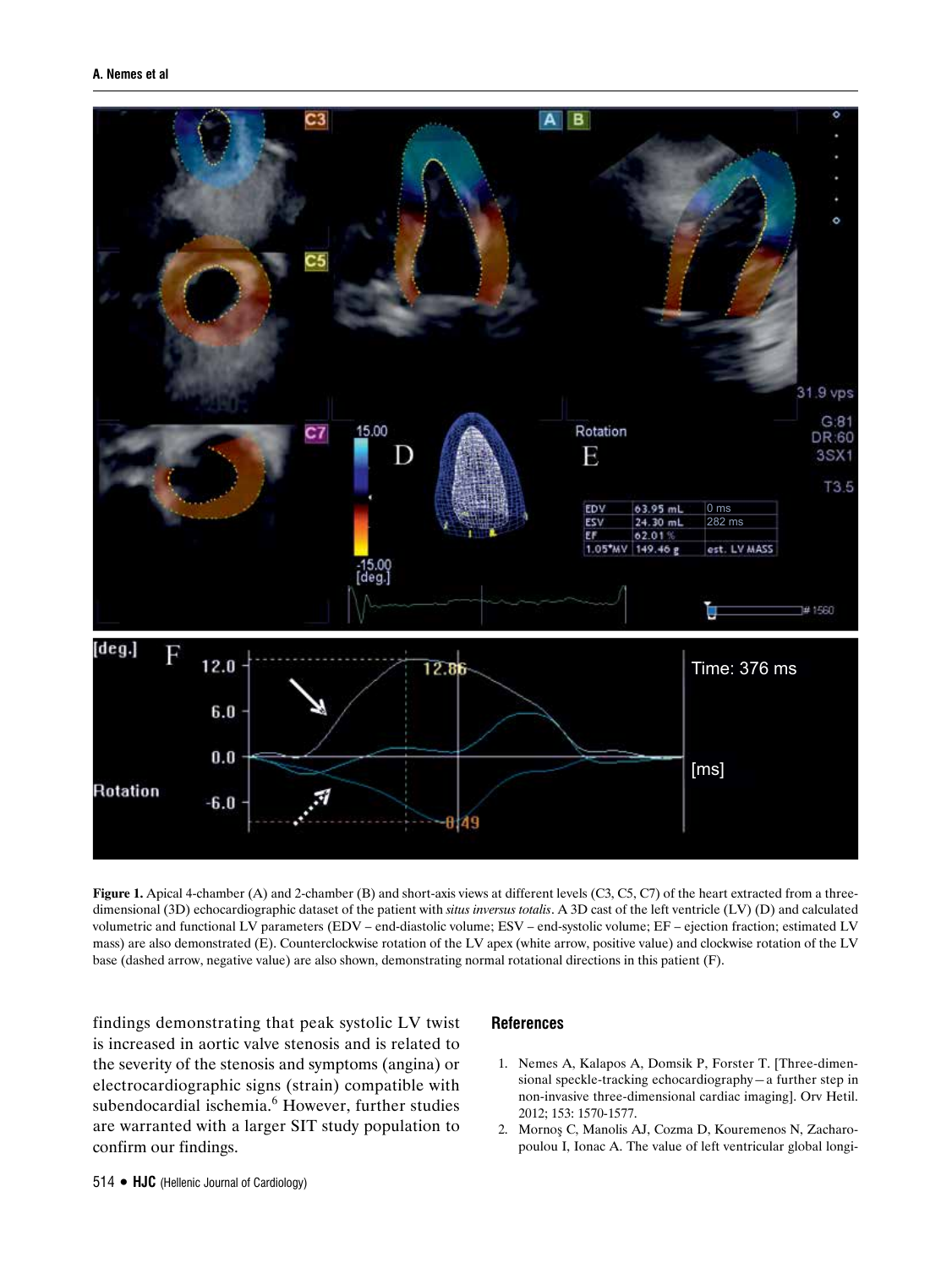**Figure 1.** Apical 4-chamber (A) and 2-chamber (B) and short-axis views at different levels (C3, C5, C7) of the heart extracted from a three-dimensional (3D) echocardiographic dataset of the patient with *situs inversus totalis*. A 3D cast of the left ventricle (LV) (D) and calculated volumetric and functional LV parameters (EDV – end-diastolic volume; ESV – end-systolic volume; EF – ejection fraction; estimated LV mass) are also demonstrated (E). Counterclockwise rotation of the LV apex (white arrow, positive value) and clockwise rotation of the LV base (dashed arrow, negative value) are also shown, demonstrating normal rotational directions in this patient (F).

findings demonstrating that peak systolic LV twist is increased in aortic valve stenosis and is related to the severity of the stenosis and symptoms (angina) or electrocardiographic signs (strain) compatible with subendocardial ischemia.[6] However, further studies are warranted with a larger SIT study population to confirm our findings.

## References

1. Nemes A, Kalapos A, Domsik P, Forster T. [Three-dimensional speckle-tracking echocardiography—a further step in non-invasive three-dimensional cardiac imaging]. Orv Hetil. 2012; 153: 1570-1577.
2. Mornoş C, Manolis AJ, Cozma D, Kouremenos N, Zacharopoulou I, Ionac A. The value of left ventricular global longi-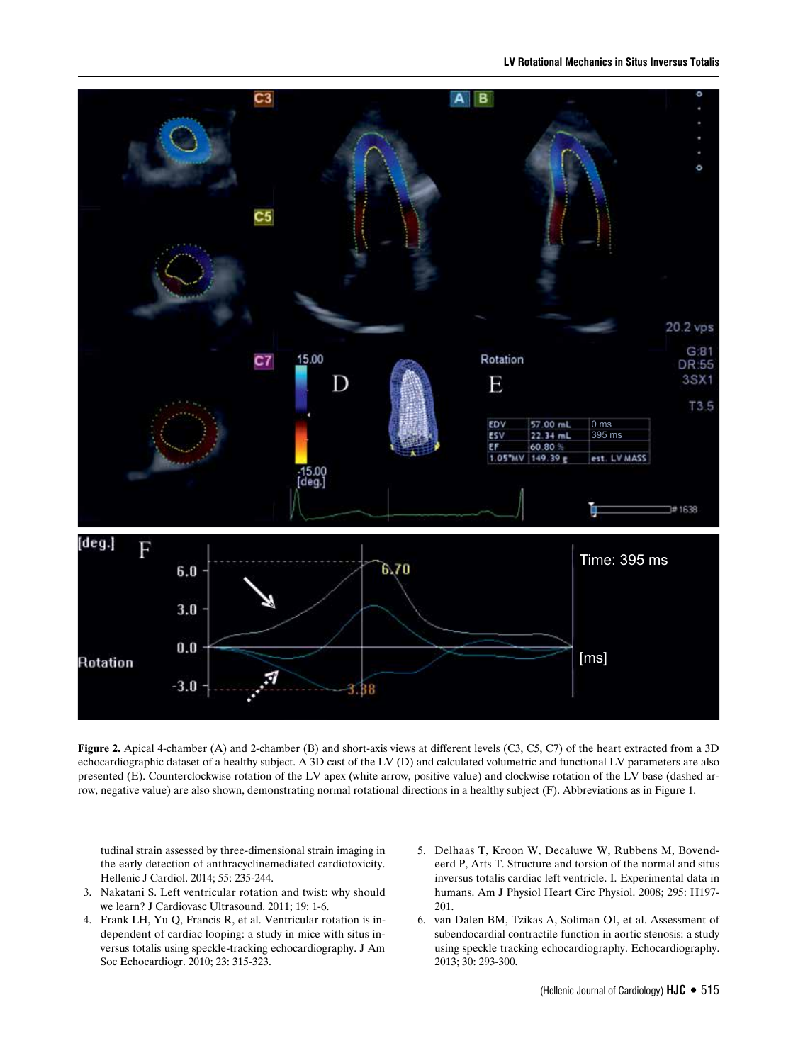C3

A B

C5

20.2 vps

G:81

DR:55

3SX1

T3.5

C7

15.00

D

Rotation

E

EDV 57.00 mL 0 ms

ESV 22.34 mL 395 ms

EF 60.80 %

1.05*MV 149.39 g est. LV MASS

-15.00

[deg.]

# 1638

[deg.]

F

6.0

3.0

0.0

-3.0

Rotation

6.70

3.38

Time: 395 ms

[ms]

**Figure 2.** Apical 4-chamber (A) and 2-chamber (B) and short-axis views at different levels (C3, C5, C7) of the heart extracted from a 3D echocardiographic dataset of a healthy subject. A 3D cast of the LV (D) and calculated volumetric and functional LV parameters are also presented (E). Counterclockwise rotation of the LV apex (white arrow, positive value) and clockwise rotation of the LV base (dashed arrow, negative value) are also shown, demonstrating normal rotational directions in a healthy subject (F). Abbreviations as in Figure 1.

tudinal strain assessed by three-dimensional strain imaging in the early detection of anthracyclinemediated cardiotoxicity. Hellenic J Cardiol. 2014; 55: 235-244.

3. Nakatani S. Left ventricular rotation and twist: why should we learn? J Cardiovasc Ultrasound. 2011; 19: 1-6.
4. Frank LH, Yu Q, Francis R, et al. Ventricular rotation is independent of cardiac looping: a study in mice with situs inversus totalis using speckle-tracking echocardiography. J Am Soc Echocardiogr. 2010; 23: 315-323.
5. Delhaas T, Kroon W, Decaluwe W, Rubbens M, Bovendeerd P, Arts T. Structure and torsion of the normal and situs inversus totalis cardiac left ventricle. I. Experimental data in humans. Am J Physiol Heart Circ Physiol. 2008; 295: H197-201.
6. van Dalen BM, Tzikas A, Soliman OI, et al. Assessment of subendocardial contractile function in aortic stenosis: a study using speckle tracking echocardiography. Echocardiography. 2013; 30: 293-300.